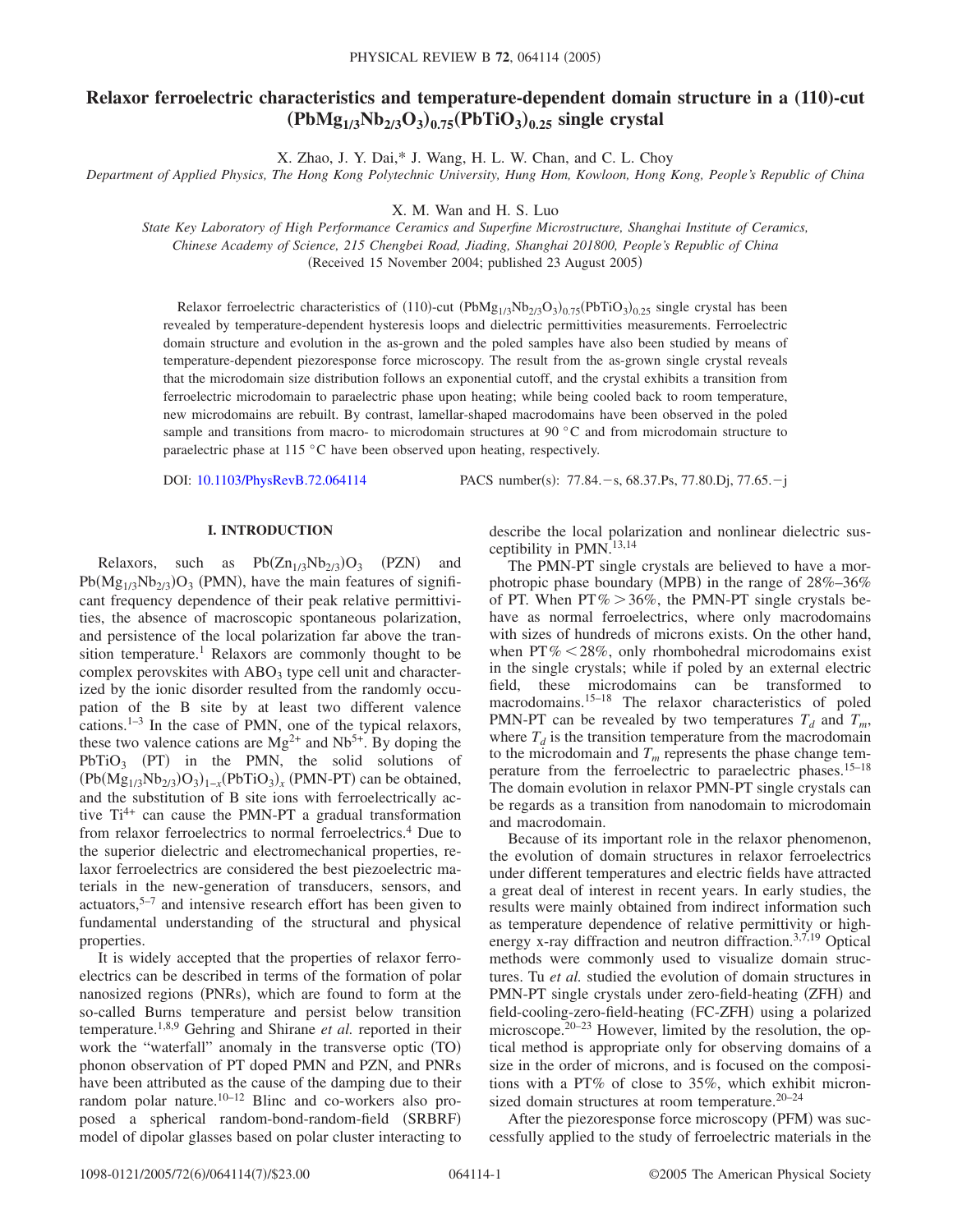# Relaxor ferroelectric characteristics and temperature-dependent domain structure in a (110)-cut $(PbMg_{1/3}Nb_{2/3}O_3)_{0.75}(PbTiO_3)_{0.25}$ single crystal

X. Zhao, J. Y. Dai,* J. Wang, H. L. W. Chan, and C. L. Choy

*Department of Applied Physics, The Hong Kong Polytechnic University, Hung Hom, Kowloon, Hong Kong, People's Republic of China*

X. M. Wan and H. S. Luo

*State Key Laboratory of High Performance Ceramics and Superfine Microstructure, Shanghai Institute of Ceramics, Chinese Academy of Science, 215 Chengbei Road, Jiading, Shanghai 201800, People's Republic of China*

(Received 15 November 2004; published 23 August 2005)

Relaxor ferroelectric characteristics of (110)-cut $(PbMg_{1/3}Nb_{2/3}O_3)_{0.75}(PbTiO_3)_{0.25}$ single crystal has been revealed by temperature-dependent hysteresis loops and dielectric permittivities measurements. Ferroelectric domain structure and evolution in the as-grown and the poled samples have also been studied by means of temperature-dependent piezoresponse force microscopy. The result from the as-grown single crystal reveals that the microdomain size distribution follows an exponential cutoff, and the crystal exhibits a transition from ferroelectric microdomain to paraelectric phase upon heating; while being cooled back to room temperature, new microdomains are rebuilt. By contrast, lamellar-shaped macrodomains have been observed in the poled sample and transitions from macro- to microdomain structures at 90 °C and from microdomain structure to paraelectric phase at 115 °C have been observed upon heating, respectively.

DOI: 10.1103/PhysRevB.72.064114    PACS number(s): 77.84.−s, 68.37.Ps, 77.80.Dj, 77.65.−j

## I. INTRODUCTION

Relaxors, such as $Pb(Zn_{1/3}Nb_{2/3})O_3$ (PZN) and $Pb(Mg_{1/3}Nb_{2/3})O_3$ (PMN), have the main features of significant frequency dependence of their peak relative permittivities, the absence of macroscopic spontaneous polarization, and persistence of the local polarization far above the transition temperature.[1] Relaxors are commonly thought to be complex perovskites with $ABO_3$ type cell unit and characterized by the ionic disorder resulted from the randomly occupation of the B site by at least two different valence cations.[1–3] In the case of PMN, one of the typical relaxors, these two valence cations are $Mg^{2+}$ and $Nb^{5+}$. By doping the $PbTiO_3$ (PT) in the PMN, the solid solutions of $(Pb(Mg_{1/3}Nb_{2/3})O_3)_{1-x}(PbTiO_3)_x$ (PMN-PT) can be obtained, and the substitution of B site ions with ferroelectrically active $Ti^{4+}$ can cause the PMN-PT a gradual transformation from relaxor ferroelectrics to normal ferroelectrics.[4] Due to the superior dielectric and electromechanical properties, relaxor ferroelectrics are considered the best piezoelectric materials in the new-generation of transducers, sensors, and actuators,[5–7] and intensive research effort has been given to fundamental understanding of the structural and physical properties.

It is widely accepted that the properties of relaxor ferroelectrics can be described in terms of the formation of polar nanosized regions (PNRs), which are found to form at the so-called Burns temperature and persist below transition temperature.[1,8,9] Gehring and Shirane *et al.* reported in their work the "waterfall" anomaly in the transverse optic (TO) phonon observation of PT doped PMN and PZN, and PNRs have been attributed as the cause of the damping due to their random polar nature.[10–12] Blinc and co-workers also proposed a spherical random-bond-random-field (SRBRF) model of dipolar glasses based on polar cluster interacting to describe the local polarization and nonlinear dielectric susceptibility in PMN.[13,14]

The PMN-PT single crystals are believed to have a morphotropic phase boundary (MPB) in the range of 28%–36% of PT. When PT% $>$ 36%, the PMN-PT single crystals behave as normal ferroelectrics, where only macrodomains with sizes of hundreds of microns exists. On the other hand, when PT% $<$ 28%, only rhombohedral microdomains exist in the single crystals; while if poled by an external electric field, these microdomains can be transformed to macrodomains.[15–18] The relaxor characteristics of poled PMN-PT can be revealed by two temperatures $T_d$ and $T_m$, where $T_d$ is the transition temperature from the macrodomain to the microdomain and $T_m$ represents the phase change temperature from the ferroelectric to paraelectric phases.[15–18] The domain evolution in relaxor PMN-PT single crystals can be regards as a transition from nanodomain to microdomain and macrodomain.

Because of its important role in the relaxor phenomenon, the evolution of domain structures in relaxor ferroelectrics under different temperatures and electric fields have attracted a great deal of interest in recent years. In early studies, the results were mainly obtained from indirect information such as temperature dependence of relative permittivity or high-energy x-ray diffraction and neutron diffraction.[3,7,19] Optical methods were commonly used to visualize domain structures. Tu *et al.* studied the evolution of domain structures in PMN-PT single crystals under zero-field-heating (ZFH) and field-cooling-zero-field-heating (FC-ZFH) using a polarized microscope.[20–23] However, limited by the resolution, the optical method is appropriate only for observing domains of a size in the order of microns, and is focused on the compositions with a PT% of close to 35%, which exhibit micron-sized domain structures at room temperature.[20–24]

After the piezoresponse force microscopy (PFM) was successfully applied to the study of ferroelectric materials in the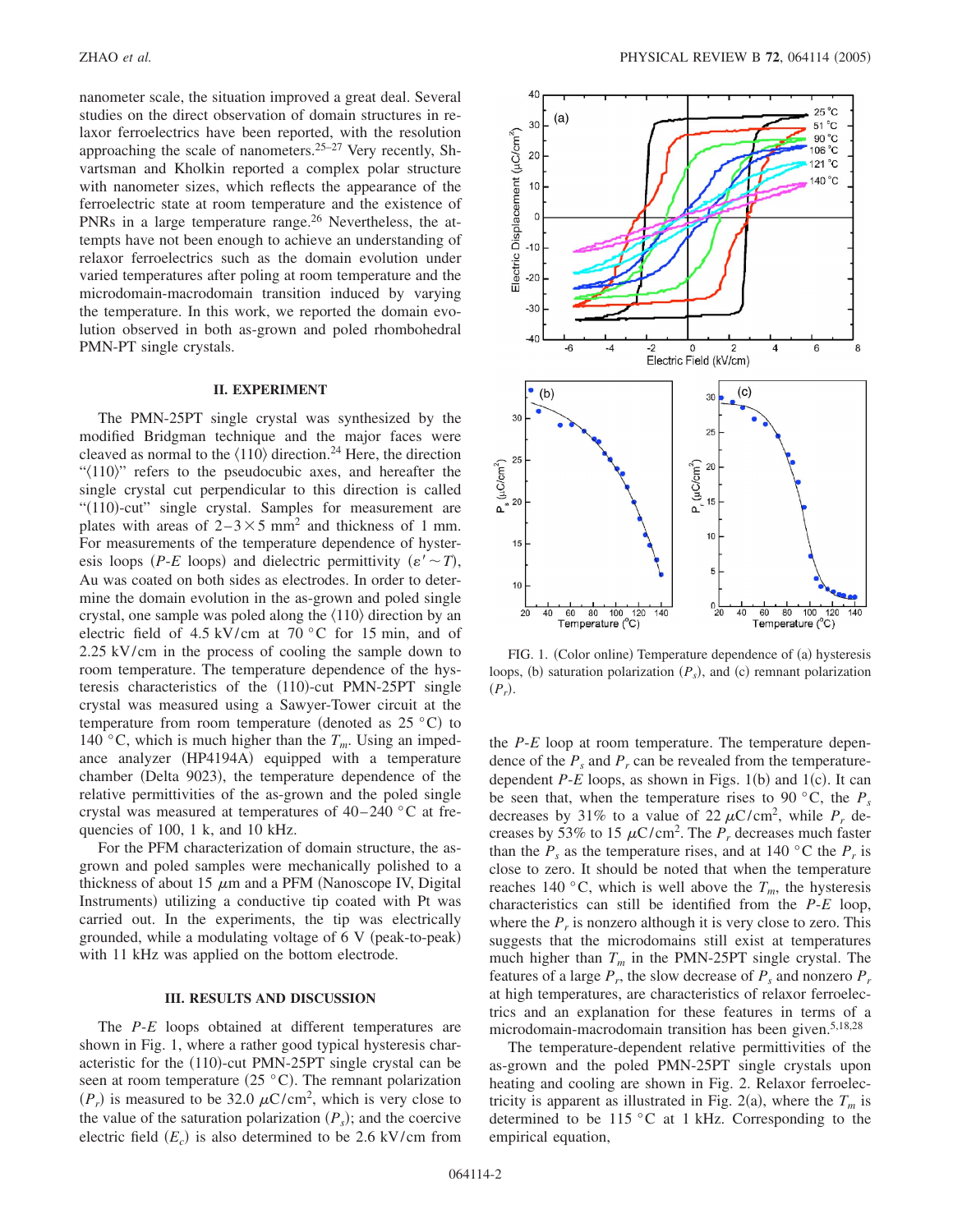nanometer scale, the situation improved a great deal. Several studies on the direct observation of domain structures in relaxor ferroelectrics have been reported, with the resolution approaching the scale of nanometers.[25–27] Very recently, Shvartsman and Kholkin reported a complex polar structure with nanometer sizes, which reflects the appearance of the ferroelectric state at room temperature and the existence of PNRs in a large temperature range.[26] Nevertheless, the attempts have not been enough to achieve an understanding of relaxor ferroelectrics such as the domain evolution under varied temperatures after poling at room temperature and the microdomain-macrodomain transition induced by varying the temperature. In this work, we reported the domain evolution observed in both as-grown and poled rhombohedral PMN-PT single crystals.

## II. EXPERIMENT

The PMN-25PT single crystal was synthesized by the modified Bridgman technique and the major faces were cleaved as normal to the ⟨110⟩ direction.[24] Here, the direction "⟨110⟩" refers to the pseudocubic axes, and hereafter the single crystal cut perpendicular to this direction is called "(110)-cut" single crystal. Samples for measurement are plates with areas of $2–3 \times 5\ \mathrm{mm}^2$ and thickness of 1 mm. For measurements of the temperature dependence of hysteresis loops (*P-E* loops) and dielectric permittivity ($\varepsilon' \sim T$), Au was coated on both sides as electrodes. In order to determine the domain evolution in the as-grown and poled single crystal, one sample was poled along the ⟨110⟩ direction by an electric field of 4.5 kV/cm at 70 °C for 15 min, and of 2.25 kV/cm in the process of cooling the sample down to room temperature. The temperature dependence of the hysteresis characteristics of the (110)-cut PMN-25PT single crystal was measured using a Sawyer-Tower circuit at the temperature from room temperature (denoted as 25 °C) to 140 °C, which is much higher than the $T_m$. Using an impedance analyzer (HP4194A) equipped with a temperature chamber (Delta 9023), the temperature dependence of the relative permittivities of the as-grown and the poled single crystal was measured at temperatures of 40–240 °C at frequencies of 100, 1 k, and 10 kHz.

For the PFM characterization of domain structure, the as-grown and poled samples were mechanically polished to a thickness of about 15 $\mu$m and a PFM (Nanoscope IV, Digital Instruments) utilizing a conductive tip coated with Pt was carried out. In the experiments, the tip was electrically grounded, while a modulating voltage of 6 V (peak-to-peak) with 11 kHz was applied on the bottom electrode.

## III. RESULTS AND DISCUSSION

The *P-E* loops obtained at different temperatures are shown in Fig. 1, where a rather good typical hysteresis characteristic for the (110)-cut PMN-25PT single crystal can be seen at room temperature (25 °C). The remnant polarization ($P_r$) is measured to be 32.0 $\mu\mathrm{C/cm}^2$, which is very close to the value of the saturation polarization ($P_s$); and the coercive electric field ($E_c$) is also determined to be 2.6 kV/cm from the *P-E* loop at room temperature. The temperature dependence of the $P_s$ and $P_r$ can be revealed from the temperature-dependent *P-E* loops, as shown in Figs. 1(b) and 1(c). It can be seen that, when the temperature rises to 90 °C, the $P_s$ decreases by 31% to a value of 22 $\mu\mathrm{C/cm}^2$, while $P_r$ decreases by 53% to 15 $\mu\mathrm{C/cm}^2$. The $P_r$ decreases much faster than the $P_s$ as the temperature rises, and at 140 °C the $P_r$ is close to zero. It should be noted that when the temperature reaches 140 °C, which is well above the $T_m$, the hysteresis characteristics can still be identified from the *P-E* loop, where the $P_r$ is nonzero although it is very close to zero. This suggests that the microdomains still exist at temperatures much higher than $T_m$ in the PMN-25PT single crystal. The features of a large $P_r$, the slow decrease of $P_s$ and nonzero $P_r$ at high temperatures, are characteristics of relaxor ferroelectrics and an explanation for these features in terms of a microdomain-macrodomain transition has been given.[5,18,28]

FIG. 1. (Color online) Temperature dependence of (a) hysteresis loops, (b) saturation polarization ($P_s$), and (c) remnant polarization ($P_r$).

The temperature-dependent relative permittivities of the as-grown and the poled PMN-25PT single crystals upon heating and cooling are shown in Fig. 2. Relaxor ferroelectricity is apparent as illustrated in Fig. 2(a), where the $T_m$ is determined to be 115 °C at 1 kHz. Corresponding to the empirical equation,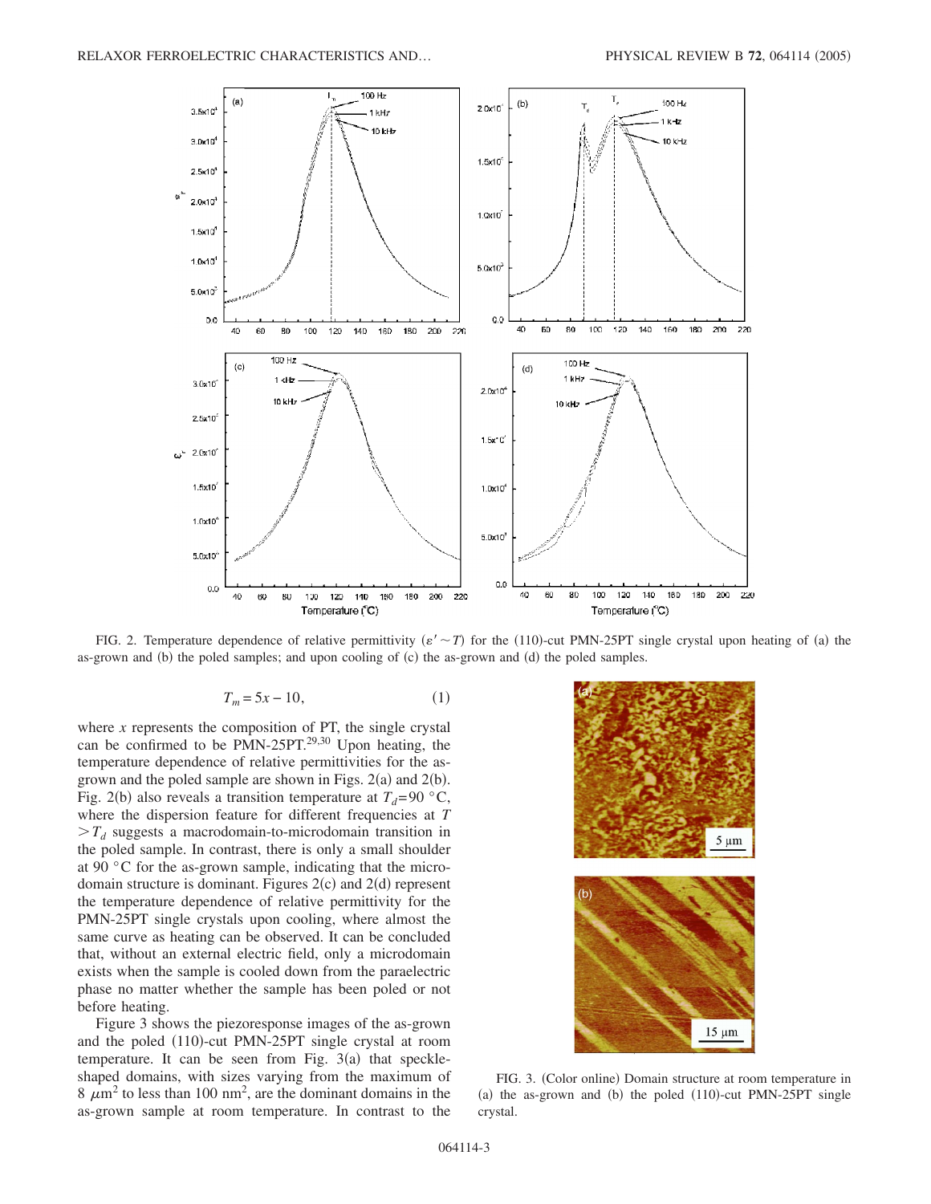FIG. 2. Temperature dependence of relative permittivity ($\varepsilon' \sim T$) for the (110)-cut PMN-25PT single crystal upon heating of (a) the as-grown and (b) the poled samples; and upon cooling of (c) the as-grown and (d) the poled samples.

$$T_m = 5x - 10, \tag{1}$$

where $x$ represents the composition of PT, the single crystal can be confirmed to be PMN-25PT.[29,30] Upon heating, the temperature dependence of relative permittivities for the as-grown and the poled sample are shown in Figs. 2(a) and 2(b). Fig. 2(b) also reveals a transition temperature at $T_d$=90 °C, where the dispersion feature for different frequencies at $T > T_d$ suggests a macrodomain-to-microdomain transition in the poled sample. In contrast, there is only a small shoulder at 90 °C for the as-grown sample, indicating that the microdomain structure is dominant. Figures 2(c) and 2(d) represent the temperature dependence of relative permittivity for the PMN-25PT single crystals upon cooling, where almost the same curve as heating can be observed. It can be concluded that, without an external electric field, only a microdomain exists when the sample is cooled down from the paraelectric phase no matter whether the sample has been poled or not before heating.

Figure 3 shows the piezoresponse images of the as-grown and the poled (110)-cut PMN-25PT single crystal at room temperature. It can be seen from Fig. 3(a) that speckle-shaped domains, with sizes varying from the maximum of 8 $\mu$m$^2$ to less than 100 nm$^2$, are the dominant domains in the as-grown sample at room temperature. In contrast to the

FIG. 3. (Color online) Domain structure at room temperature in (a) the as-grown and (b) the poled (110)-cut PMN-25PT single crystal.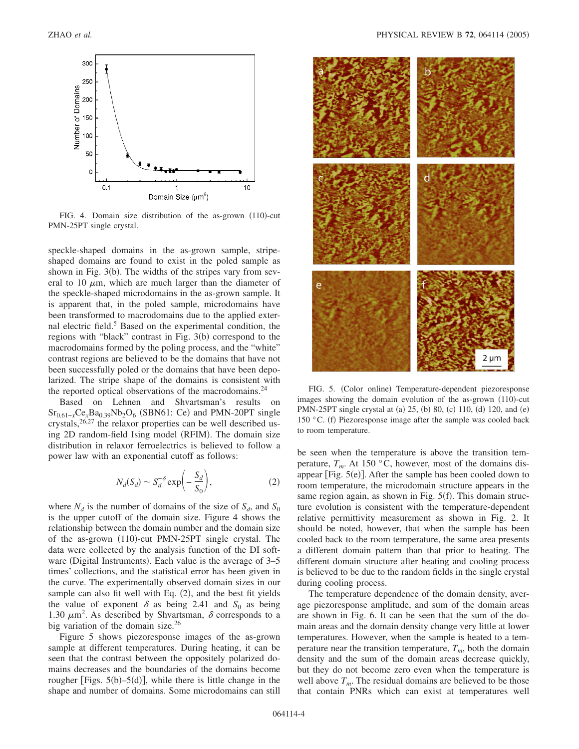FIG. 4. Domain size distribution of the as-grown (110)-cut PMN-25PT single crystal.

speckle-shaped domains in the as-grown sample, stripe-shaped domains are found to exist in the poled sample as shown in Fig. 3(b). The widths of the stripes vary from several to 10 $\mu$m, which are much larger than the diameter of the speckle-shaped microdomains in the as-grown sample. It is apparent that, in the poled sample, microdomains have been transformed to macrodomains due to the applied external electric field.[5] Based on the experimental condition, the regions with "black" contrast in Fig. 3(b) correspond to the macrodomains formed by the poling process, and the "white" contrast regions are believed to be the domains that have not been successfully poled or the domains that have been depolarized. The stripe shape of the domains is consistent with the reported optical observations of the macrodomains.[24]

Based on Lehnen and Shvartsman's results on $Sr_{0.61-x}Ce_xBa_{0.39}Nb_2O_6$ (SBN61: Ce) and PMN-20PT single crystals,[26,27] the relaxor properties can be well described using 2D random-field Ising model (RFIM). The domain size distribution in relaxor ferroelectrics is believed to follow a power law with an exponential cutoff as follows:

$$N_d(S_d) \sim S_d^{-\delta} \exp\left(-\frac{S_d}{S_0}\right), \tag{2}$$

where $N_d$ is the number of domains of the size of $S_d$, and $S_0$ is the upper cutoff of the domain size. Figure 4 shows the relationship between the domain number and the domain size of the as-grown (110)-cut PMN-25PT single crystal. The data were collected by the analysis function of the DI software (Digital Instruments). Each value is the average of 3–5 times' collections, and the statistical error has been given in the curve. The experimentally observed domain sizes in our sample can also fit well with Eq. (2), and the best fit yields the value of exponent $\delta$ as being 2.41 and $S_0$ as being 1.30 $\mu m^2$. As described by Shvartsman, $\delta$ corresponds to a big variation of the domain size.[26]

Figure 5 shows piezoresponse images of the as-grown sample at different temperatures. During heating, it can be seen that the contrast between the oppositely polarized domains decreases and the boundaries of the domains become rougher [Figs. 5(b)–5(d)], while there is little change in the shape and number of domains. Some microdomains can still be seen when the temperature is above the transition temperature, $T_m$. At 150 °C, however, most of the domains disappear [Fig. 5(e)]. After the sample has been cooled down to room temperature, the microdomain structure appears in the same region again, as shown in Fig. 5(f). This domain structure evolution is consistent with the temperature-dependent relative permittivity measurement as shown in Fig. 2. It should be noted, however, that when the sample has been cooled back to the room temperature, the same area presents a different domain pattern than that prior to heating. The different domain structure after heating and cooling process is believed to be due to the random fields in the single crystal during cooling process.

FIG. 5. (Color online) Temperature-dependent piezoresponse images showing the domain evolution of the as-grown (110)-cut PMN-25PT single crystal at (a) 25, (b) 80, (c) 110, (d) 120, and (e) 150 °C. (f) Piezoresponse image after the sample was cooled back to room temperature.

The temperature dependence of the domain density, average piezoresponse amplitude, and sum of the domain areas are shown in Fig. 6. It can be seen that the sum of the domain areas and the domain density change very little at lower temperatures. However, when the sample is heated to a temperature near the transition temperature, $T_m$, both the domain density and the sum of the domain areas decrease quickly, but they do not become zero even when the temperature is well above $T_m$. The residual domains are believed to be those that contain PNRs which can exist at temperatures well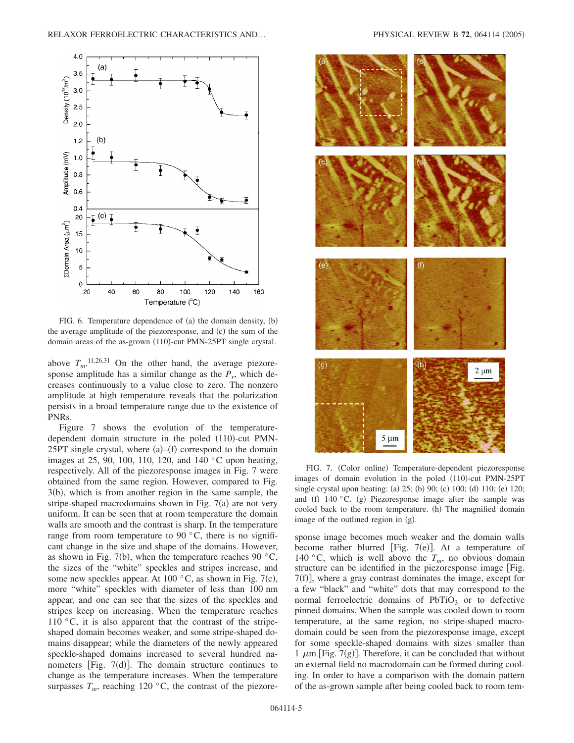FIG. 6. Temperature dependence of (a) the domain density, (b) the average amplitude of the piezoresponse, and (c) the sum of the domain areas of the as-grown (110)-cut PMN-25PT single crystal.

above $T_m$.[11,26,31] On the other hand, the average piezoresponse amplitude has a similar change as the $P_r$, which decreases continuously to a value close to zero. The nonzero amplitude at high temperature reveals that the polarization persists in a broad temperature range due to the existence of PNRs.

Figure 7 shows the evolution of the temperature-dependent domain structure in the poled (110)-cut PMN-25PT single crystal, where (a)–(f) correspond to the domain images at 25, 90, 100, 110, 120, and 140 °C upon heating, respectively. All of the piezoresponse images in Fig. 7 were obtained from the same region. However, compared to Fig. 3(b), which is from another region in the same sample, the stripe-shaped macrodomains shown in Fig. 7(a) are not very uniform. It can be seen that at room temperature the domain walls are smooth and the contrast is sharp. In the temperature range from room temperature to 90 °C, there is no significant change in the size and shape of the domains. However, as shown in Fig. 7(b), when the temperature reaches 90 °C, the sizes of the "white" speckles and stripes increase, and some new speckles appear. At 100 °C, as shown in Fig. 7(c), more "white" speckles with diameter of less than 100 nm appear, and one can see that the sizes of the speckles and stripes keep on increasing. When the temperature reaches 110 °C, it is also apparent that the contrast of the stripe-shaped domain becomes weaker, and some stripe-shaped domains disappear; while the diameters of the newly appeared speckle-shaped domains increased to several hundred nanometers [Fig. 7(d)]. The domain structure continues to change as the temperature increases. When the temperature surpasses $T_m$, reaching 120 °C, the contrast of the piezoresponse image becomes much weaker and the domain walls become rather blurred [Fig. 7(e)]. At a temperature of 140 °C, which is well above the $T_m$, no obvious domain structure can be identified in the piezoresponse image [Fig. 7(f)], where a gray contrast dominates the image, except for a few "black" and "white" dots that may correspond to the normal ferroelectric domains of $PbTiO_3$ or to defective pinned domains. When the sample was cooled down to room temperature, at the same region, no stripe-shaped macrodomain could be seen from the piezoresponse image, except for some speckle-shaped domains with sizes smaller than 1 μm [Fig. 7(g)]. Therefore, it can be concluded that without an external field no macrodomain can be formed during cooling. In order to have a comparison with the domain pattern of the as-grown sample after being cooled back to room tem-

FIG. 7. (Color online) Temperature-dependent piezoresponse images of domain evolution in the poled (110)-cut PMN-25PT single crystal upon heating: (a) 25; (b) 90; (c) 100; (d) 110; (e) 120; and (f) 140 °C. (g) Piezoresponse image after the sample was cooled back to the room temperature. (h) The magnified domain image of the outlined region in (g).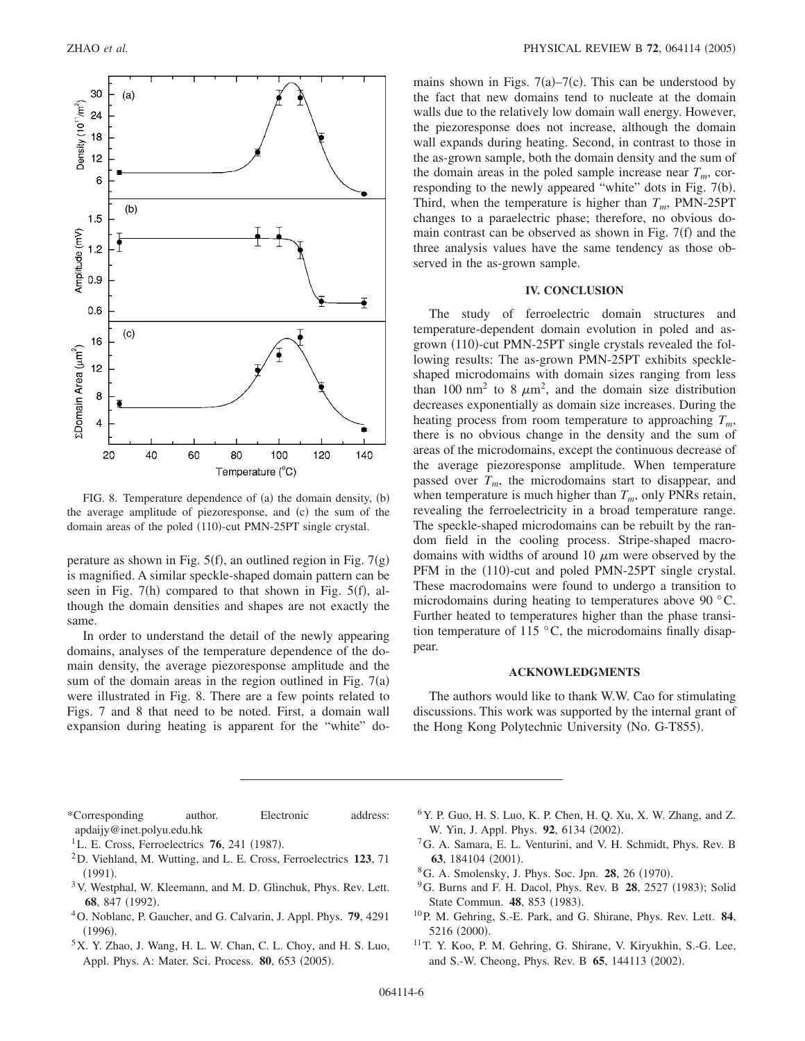FIG. 8. Temperature dependence of (a) the domain density, (b) the average amplitude of piezoresponse, and (c) the sum of the domain areas of the poled (110)-cut PMN-25PT single crystal.

perature as shown in Fig. 5(f), an outlined region in Fig. 7(g) is magnified. A similar speckle-shaped domain pattern can be seen in Fig. 7(h) compared to that shown in Fig. 5(f), although the domain densities and shapes are not exactly the same.

In order to understand the detail of the newly appearing domains, analyses of the temperature dependence of the domain density, the average piezoresponse amplitude and the sum of the domain areas in the region outlined in Fig. 7(a) were illustrated in Fig. 8. There are a few points related to Figs. 7 and 8 that need to be noted. First, a domain wall expansion during heating is apparent for the "white" domains shown in Figs. 7(a)–7(c). This can be understood by the fact that new domains tend to nucleate at the domain walls due to the relatively low domain wall energy. However, the piezoresponse does not increase, although the domain wall expands during heating. Second, in contrast to those in the as-grown sample, both the domain density and the sum of the domain areas in the poled sample increase near $T_m$, corresponding to the newly appeared "white" dots in Fig. 7(b). Third, when the temperature is higher than $T_m$, PMN-25PT changes to a paraelectric phase; therefore, no obvious domain contrast can be observed as shown in Fig. 7(f) and the three analysis values have the same tendency as those observed in the as-grown sample.

## IV. CONCLUSION

The study of ferroelectric domain structures and temperature-dependent domain evolution in poled and as-grown (110)-cut PMN-25PT single crystals revealed the following results: The as-grown PMN-25PT exhibits speckle-shaped microdomains with domain sizes ranging from less than 100 nm$^2$ to 8 $\mu$m$^2$, and the domain size distribution decreases exponentially as domain size increases. During the heating process from room temperature to approaching $T_m$, there is no obvious change in the density and the sum of areas of the microdomains, except the continuous decrease of the average piezoresponse amplitude. When temperature passed over $T_m$, the microdomains start to disappear, and when temperature is much higher than $T_m$, only PNRs retain, revealing the ferroelectricity in a broad temperature range. The speckle-shaped microdomains can be rebuilt by the random field in the cooling process. Stripe-shaped macrodomains with widths of around 10 $\mu$m were observed by the PFM in the (110)-cut and poled PMN-25PT single crystal. These macrodomains were found to undergo a transition to microdomains during heating to temperatures above 90 °C. Further heated to temperatures higher than the phase transition temperature of 115 °C, the microdomains finally disappear.

## ACKNOWLEDGMENTS

The authors would like to thank W.W. Cao for stimulating discussions. This work was supported by the internal grant of the Hong Kong Polytechnic University (No. G-T855).

---

*Corresponding author. Electronic address: apdaijy@inet.polyu.edu.hk

[1] L. E. Cross, Ferroelectrics **76**, 241 (1987).

[2] D. Viehland, M. Wutting, and L. E. Cross, Ferroelectrics **123**, 71 (1991).

[3] V. Westphal, W. Kleemann, and M. D. Glinchuk, Phys. Rev. Lett. **68**, 847 (1992).

[4] O. Noblanc, P. Gaucher, and G. Calvarin, J. Appl. Phys. **79**, 4291 (1996).

[5] X. Y. Zhao, J. Wang, H. L. W. Chan, C. L. Choy, and H. S. Luo, Appl. Phys. A: Mater. Sci. Process. **80**, 653 (2005).

[6] Y. P. Guo, H. S. Luo, K. P. Chen, H. Q. Xu, X. W. Zhang, and Z. W. Yin, J. Appl. Phys. **92**, 6134 (2002).

[7] G. A. Samara, E. L. Venturini, and V. H. Schmidt, Phys. Rev. B **63**, 184104 (2001).

[8] G. A. Smolensky, J. Phys. Soc. Jpn. **28**, 26 (1970).

[9] G. Burns and F. H. Dacol, Phys. Rev. B **28**, 2527 (1983); Solid State Commun. **48**, 853 (1983).

[10] P. M. Gehring, S.-E. Park, and G. Shirane, Phys. Rev. Lett. **84**, 5216 (2000).

[11] T. Y. Koo, P. M. Gehring, G. Shirane, V. Kiryukhin, S.-G. Lee, and S.-W. Cheong, Phys. Rev. B **65**, 144113 (2002).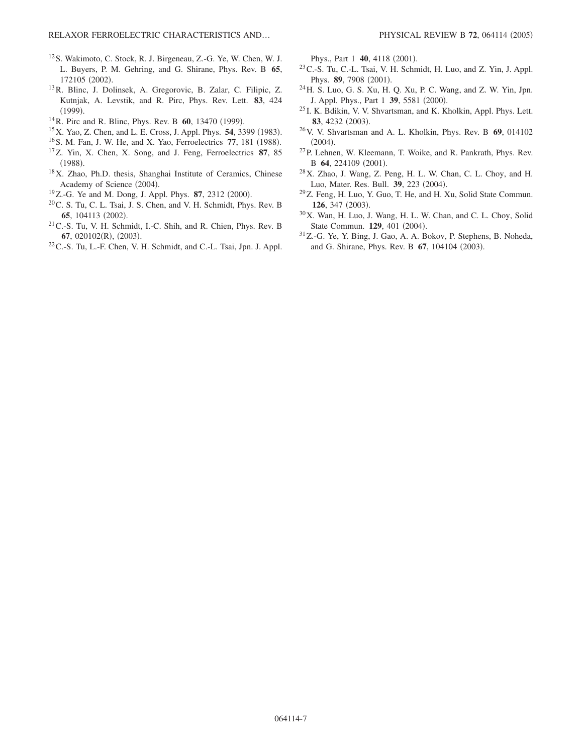[12] S. Wakimoto, C. Stock, R. J. Birgeneau, Z.-G. Ye, W. Chen, W. J. L. Buyers, P. M. Gehring, and G. Shirane, Phys. Rev. B **65**, 172105 (2002).

[13] R. Blinc, J. Dolinsek, A. Gregorovic, B. Zalar, C. Filipic, Z. Kutnjak, A. Levstik, and R. Pirc, Phys. Rev. Lett. **83**, 424 (1999).

[14] R. Pirc and R. Blinc, Phys. Rev. B **60**, 13470 (1999).

[15] X. Yao, Z. Chen, and L. E. Cross, J. Appl. Phys. **54**, 3399 (1983).

[16] S. M. Fan, J. W. He, and X. Yao, Ferroelectrics **77**, 181 (1988).

[17] Z. Yin, X. Chen, X. Song, and J. Feng, Ferroelectrics **87**, 85 (1988).

[18] X. Zhao, Ph.D. thesis, Shanghai Institute of Ceramics, Chinese Academy of Science (2004).

[19] Z.-G. Ye and M. Dong, J. Appl. Phys. **87**, 2312 (2000).

[20] C. S. Tu, C. L. Tsai, J. S. Chen, and V. H. Schmidt, Phys. Rev. B **65**, 104113 (2002).

[21] C.-S. Tu, V. H. Schmidt, I.-C. Shih, and R. Chien, Phys. Rev. B **67**, 020102(R), (2003).

[22] C.-S. Tu, L.-F. Chen, V. H. Schmidt, and C.-L. Tsai, Jpn. J. Appl. Phys., Part 1 **40**, 4118 (2001).

[23] C.-S. Tu, C.-L. Tsai, V. H. Schmidt, H. Luo, and Z. Yin, J. Appl. Phys. **89**, 7908 (2001).

[24] H. S. Luo, G. S. Xu, H. Q. Xu, P. C. Wang, and Z. W. Yin, Jpn. J. Appl. Phys., Part 1 **39**, 5581 (2000).

[25] I. K. Bdikin, V. V. Shvartsman, and K. Kholkin, Appl. Phys. Lett. **83**, 4232 (2003).

[26] V. V. Shvartsman and A. L. Kholkin, Phys. Rev. B **69**, 014102 (2004).

[27] P. Lehnen, W. Kleemann, T. Woike, and R. Pankrath, Phys. Rev. B **64**, 224109 (2001).

[28] X. Zhao, J. Wang, Z. Peng, H. L. W. Chan, C. L. Choy, and H. Luo, Mater. Res. Bull. **39**, 223 (2004).

[29] Z. Feng, H. Luo, Y. Guo, T. He, and H. Xu, Solid State Commun. **126**, 347 (2003).

[30] X. Wan, H. Luo, J. Wang, H. L. W. Chan, and C. L. Choy, Solid State Commun. **129**, 401 (2004).

[31] Z.-G. Ye, Y. Bing, J. Gao, A. A. Bokov, P. Stephens, B. Noheda, and G. Shirane, Phys. Rev. B **67**, 104104 (2003).